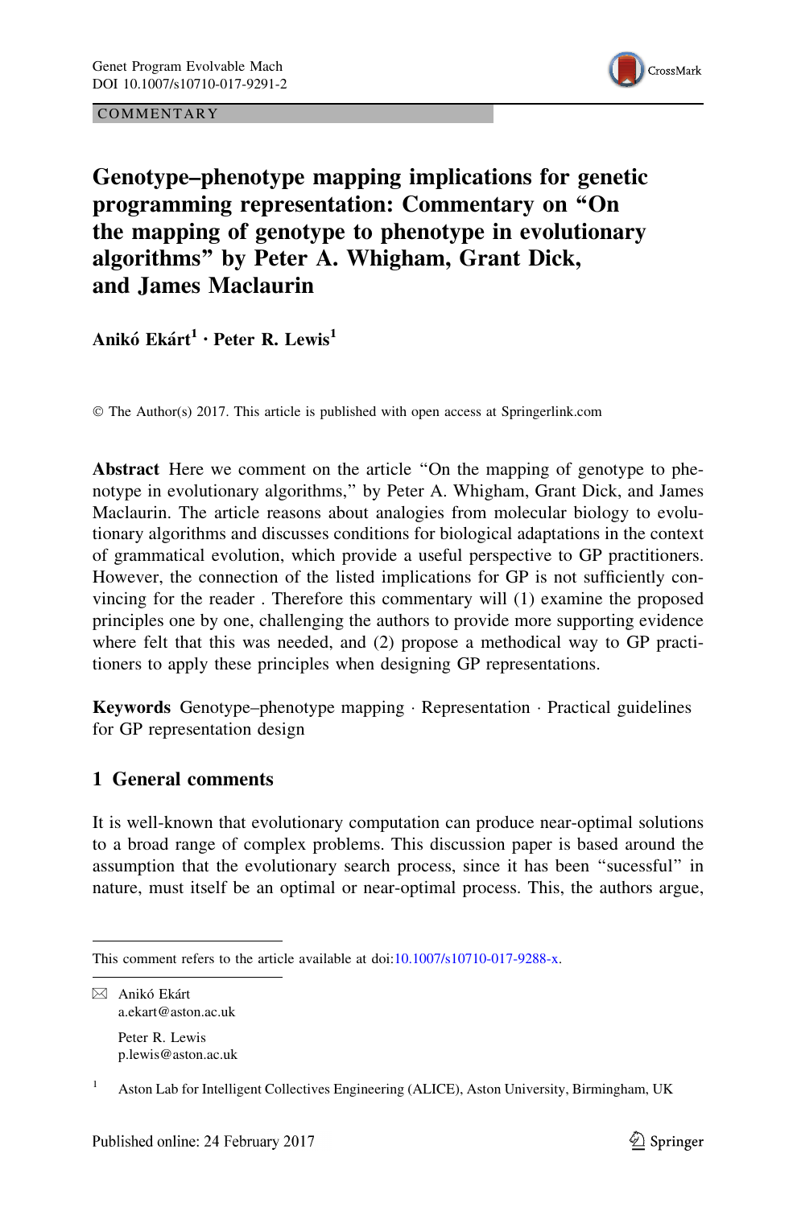COMMENTARY

# Genotype–phenotype mapping implications for genetic programming representation: Commentary on "On the mapping of genotype to phenotype in evolutionary algorithms" by Peter A. Whigham, Grant Dick, and James Maclaurin

**Anikó Ekárt[1] · Peter R. Lewis[1]**

© The Author(s) 2017. This article is published with open access at Springerlink.com

**Abstract** Here we comment on the article "On the mapping of genotype to phenotype in evolutionary algorithms," by Peter A. Whigham, Grant Dick, and James Maclaurin. The article reasons about analogies from molecular biology to evolutionary algorithms and discusses conditions for biological adaptations in the context of grammatical evolution, which provide a useful perspective to GP practitioners. However, the connection of the listed implications for GP is not sufficiently convincing for the reader . Therefore this commentary will (1) examine the proposed principles one by one, challenging the authors to provide more supporting evidence where felt that this was needed, and (2) propose a methodical way to GP practitioners to apply these principles when designing GP representations.

**Keywords** Genotype–phenotype mapping · Representation · Practical guidelines for GP representation design

## 1 General comments

It is well-known that evolutionary computation can produce near-optimal solutions to a broad range of complex problems. This discussion paper is based around the assumption that the evolutionary search process, since it has been "sucessful" in nature, must itself be an optimal or near-optimal process. This, the authors argue,

---

This comment refers to the article available at doi:10.1007/s10710-017-9288-x.

Anikó Ekárt
a.ekart@aston.ac.uk

Peter R. Lewis
p.lewis@aston.ac.uk

[1] Aston Lab for Intelligent Collectives Engineering (ALICE), Aston University, Birmingham, UK

Published online: 24 February 2017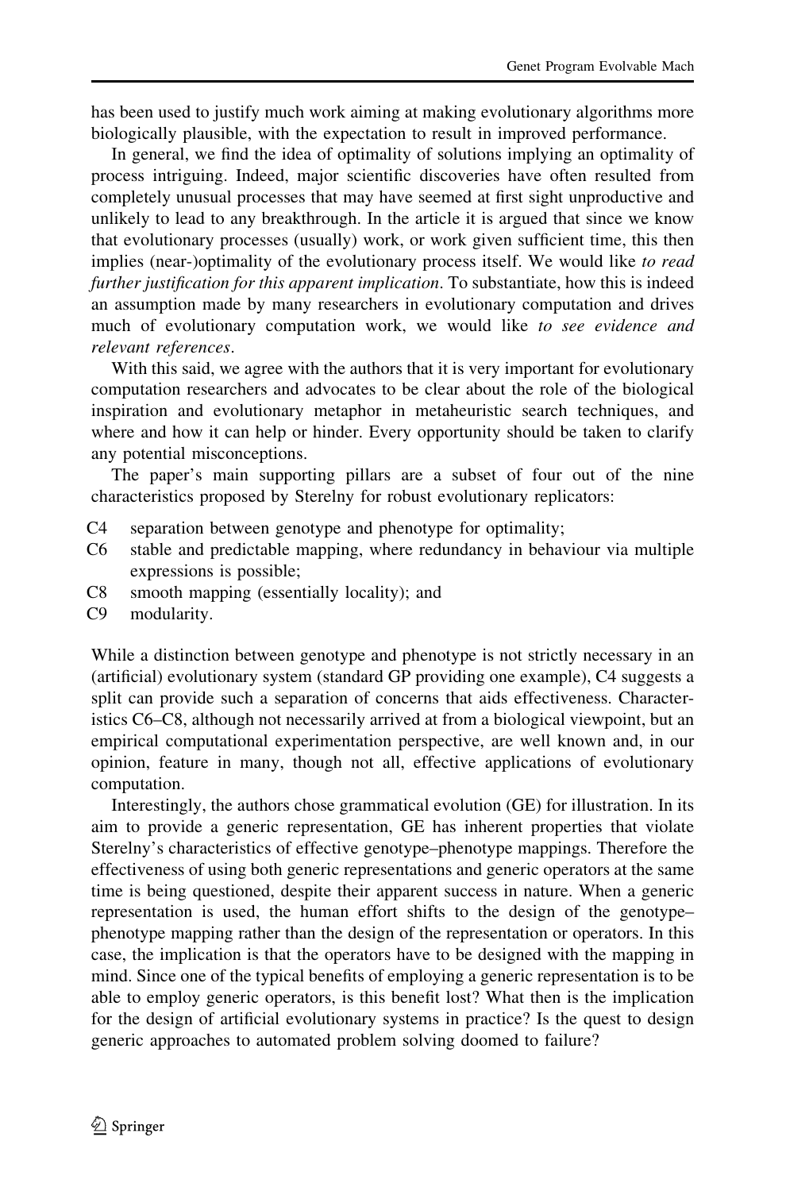has been used to justify much work aiming at making evolutionary algorithms more biologically plausible, with the expectation to result in improved performance.

In general, we find the idea of optimality of solutions implying an optimality of process intriguing. Indeed, major scientific discoveries have often resulted from completely unusual processes that may have seemed at first sight unproductive and unlikely to lead to any breakthrough. In the article it is argued that since we know that evolutionary processes (usually) work, or work given sufficient time, this then implies (near-)optimality of the evolutionary process itself. We would like *to read further justification for this apparent implication*. To substantiate, how this is indeed an assumption made by many researchers in evolutionary computation and drives much of evolutionary computation work, we would like *to see evidence and relevant references*.

With this said, we agree with the authors that it is very important for evolutionary computation researchers and advocates to be clear about the role of the biological inspiration and evolutionary metaphor in metaheuristic search techniques, and where and how it can help or hinder. Every opportunity should be taken to clarify any potential misconceptions.

The paper's main supporting pillars are a subset of four out of the nine characteristics proposed by Sterelny for robust evolutionary replicators:

- C4 separation between genotype and phenotype for optimality;
- C6 stable and predictable mapping, where redundancy in behaviour via multiple expressions is possible;
- C8 smooth mapping (essentially locality); and
- C9 modularity.

While a distinction between genotype and phenotype is not strictly necessary in an (artificial) evolutionary system (standard GP providing one example), C4 suggests a split can provide such a separation of concerns that aids effectiveness. Characteristics C6–C8, although not necessarily arrived at from a biological viewpoint, but an empirical computational experimentation perspective, are well known and, in our opinion, feature in many, though not all, effective applications of evolutionary computation.

Interestingly, the authors chose grammatical evolution (GE) for illustration. In its aim to provide a generic representation, GE has inherent properties that violate Sterelny's characteristics of effective genotype–phenotype mappings. Therefore the effectiveness of using both generic representations and generic operators at the same time is being questioned, despite their apparent success in nature. When a generic representation is used, the human effort shifts to the design of the genotype–phenotype mapping rather than the design of the representation or operators. In this case, the implication is that the operators have to be designed with the mapping in mind. Since one of the typical benefits of employing a generic representation is to be able to employ generic operators, is this benefit lost? What then is the implication for the design of artificial evolutionary systems in practice? Is the quest to design generic approaches to automated problem solving doomed to failure?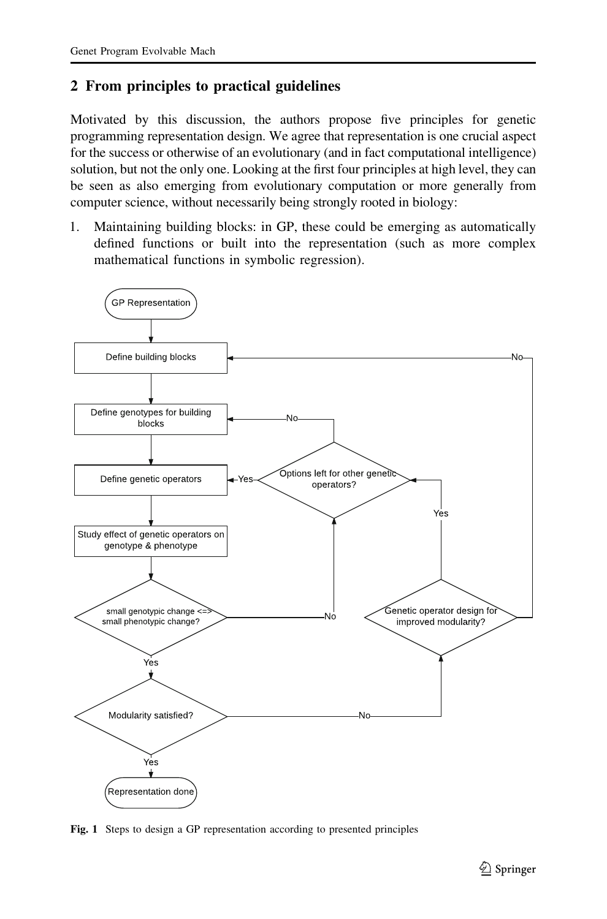## 2 From principles to practical guidelines

Motivated by this discussion, the authors propose five principles for genetic programming representation design. We agree that representation is one crucial aspect for the success or otherwise of an evolutionary (and in fact computational intelligence) solution, but not the only one. Looking at the first four principles at high level, they can be seen as also emerging from evolutionary computation or more generally from computer science, without necessarily being strongly rooted in biology:

1. Maintaining building blocks: in GP, these could be emerging as automatically defined functions or built into the representation (such as more complex mathematical functions in symbolic regression).

**Fig. 1** Steps to design a GP representation according to presented principles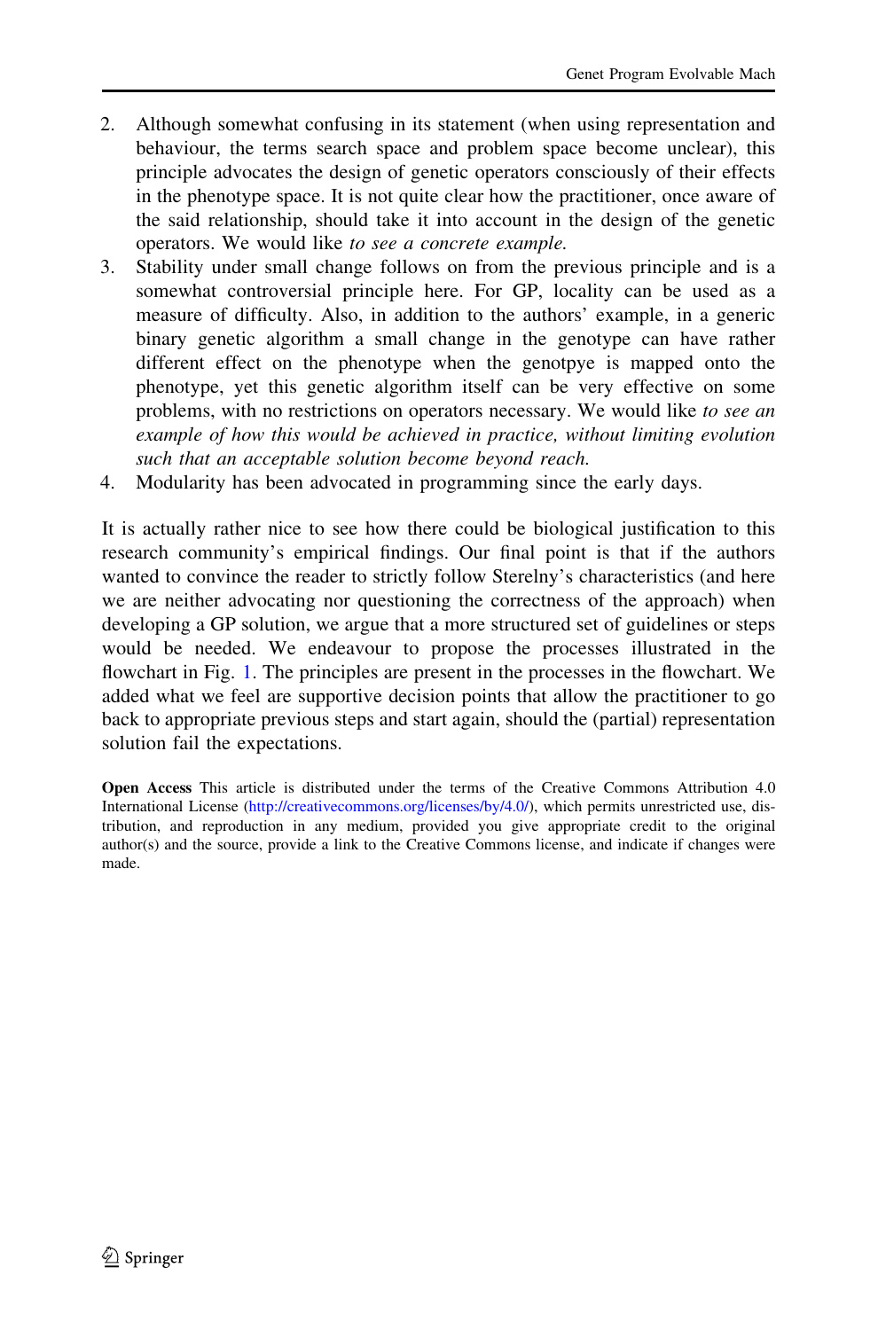2. Although somewhat confusing in its statement (when using representation and behaviour, the terms search space and problem space become unclear), this principle advocates the design of genetic operators consciously of their effects in the phenotype space. It is not quite clear how the practitioner, once aware of the said relationship, should take it into account in the design of the genetic operators. We would like *to see a concrete example.*
3. Stability under small change follows on from the previous principle and is a somewhat controversial principle here. For GP, locality can be used as a measure of difficulty. Also, in addition to the authors' example, in a generic binary genetic algorithm a small change in the genotype can have rather different effect on the phenotype when the genotpye is mapped onto the phenotype, yet this genetic algorithm itself can be very effective on some problems, with no restrictions on operators necessary. We would like *to see an example of how this would be achieved in practice, without limiting evolution such that an acceptable solution become beyond reach.*
4. Modularity has been advocated in programming since the early days.

It is actually rather nice to see how there could be biological justification to this research community's empirical findings. Our final point is that if the authors wanted to convince the reader to strictly follow Sterelny's characteristics (and here we are neither advocating nor questioning the correctness of the approach) when developing a GP solution, we argue that a more structured set of guidelines or steps would be needed. We endeavour to propose the processes illustrated in the flowchart in Fig. 1. The principles are present in the processes in the flowchart. We added what we feel are supportive decision points that allow the practitioner to go back to appropriate previous steps and start again, should the (partial) representation solution fail the expectations.

**Open Access** This article is distributed under the terms of the Creative Commons Attribution 4.0 International License (http://creativecommons.org/licenses/by/4.0/), which permits unrestricted use, distribution, and reproduction in any medium, provided you give appropriate credit to the original author(s) and the source, provide a link to the Creative Commons license, and indicate if changes were made.